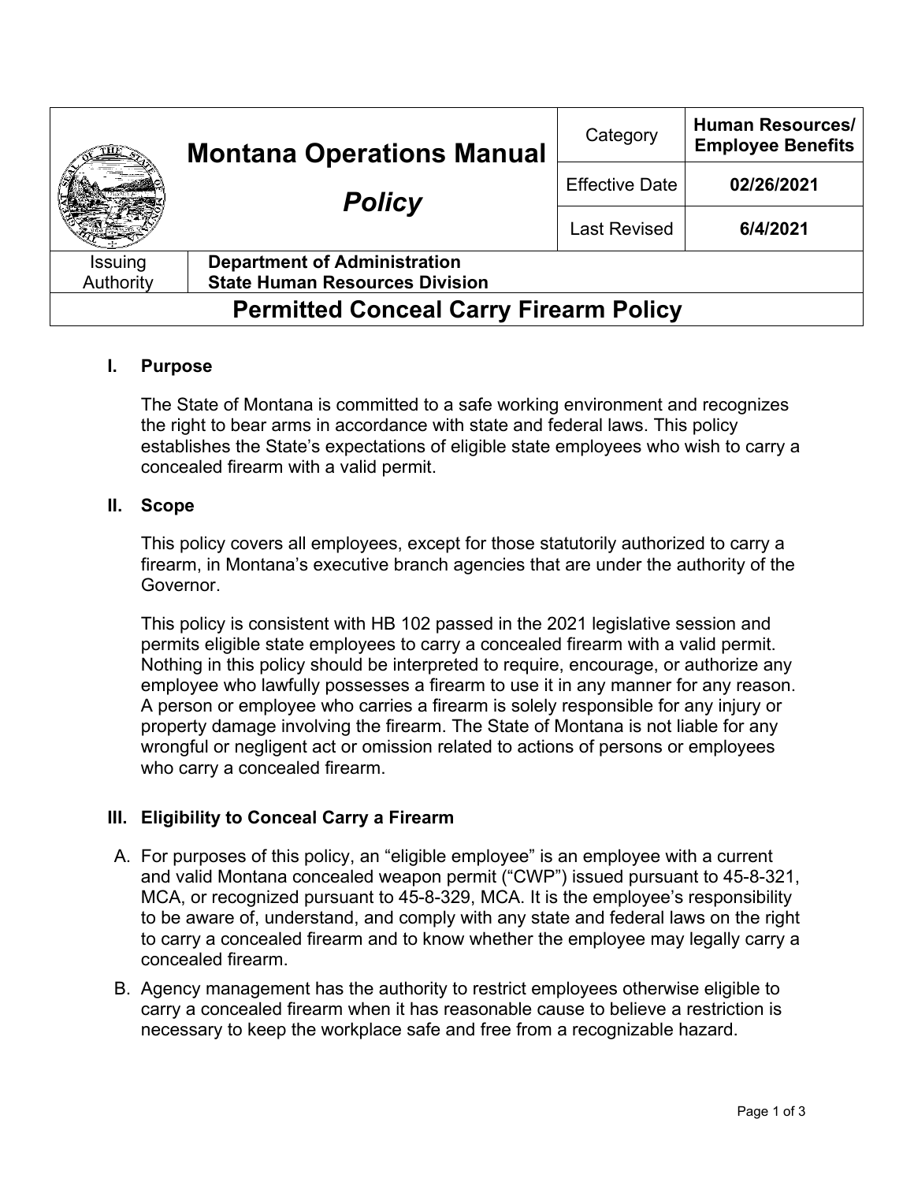| Montana Operations Manual *Policy* | Category | **Human Resources/ Employee Benefits** |
| --- | --- | --- |
| | Effective Date | **02/26/2021** |
| | Last Revised | **6/4/2021** |

| Issuing Authority | **Department of Administration State Human Resources Division** |
| --- | --- |

# Permitted Conceal Carry Firearm Policy

## I. Purpose

The State of Montana is committed to a safe working environment and recognizes the right to bear arms in accordance with state and federal laws. This policy establishes the State's expectations of eligible state employees who wish to carry a concealed firearm with a valid permit.

## II. Scope

This policy covers all employees, except for those statutorily authorized to carry a firearm, in Montana's executive branch agencies that are under the authority of the Governor.

This policy is consistent with HB 102 passed in the 2021 legislative session and permits eligible state employees to carry a concealed firearm with a valid permit. Nothing in this policy should be interpreted to require, encourage, or authorize any employee who lawfully possesses a firearm to use it in any manner for any reason. A person or employee who carries a firearm is solely responsible for any injury or property damage involving the firearm. The State of Montana is not liable for any wrongful or negligent act or omission related to actions of persons or employees who carry a concealed firearm.

## III. Eligibility to Conceal Carry a Firearm

A. For purposes of this policy, an "eligible employee" is an employee with a current and valid Montana concealed weapon permit ("CWP") issued pursuant to 45-8-321, MCA, or recognized pursuant to 45-8-329, MCA. It is the employee's responsibility to be aware of, understand, and comply with any state and federal laws on the right to carry a concealed firearm and to know whether the employee may legally carry a concealed firearm.

B. Agency management has the authority to restrict employees otherwise eligible to carry a concealed firearm when it has reasonable cause to believe a restriction is necessary to keep the workplace safe and free from a recognizable hazard.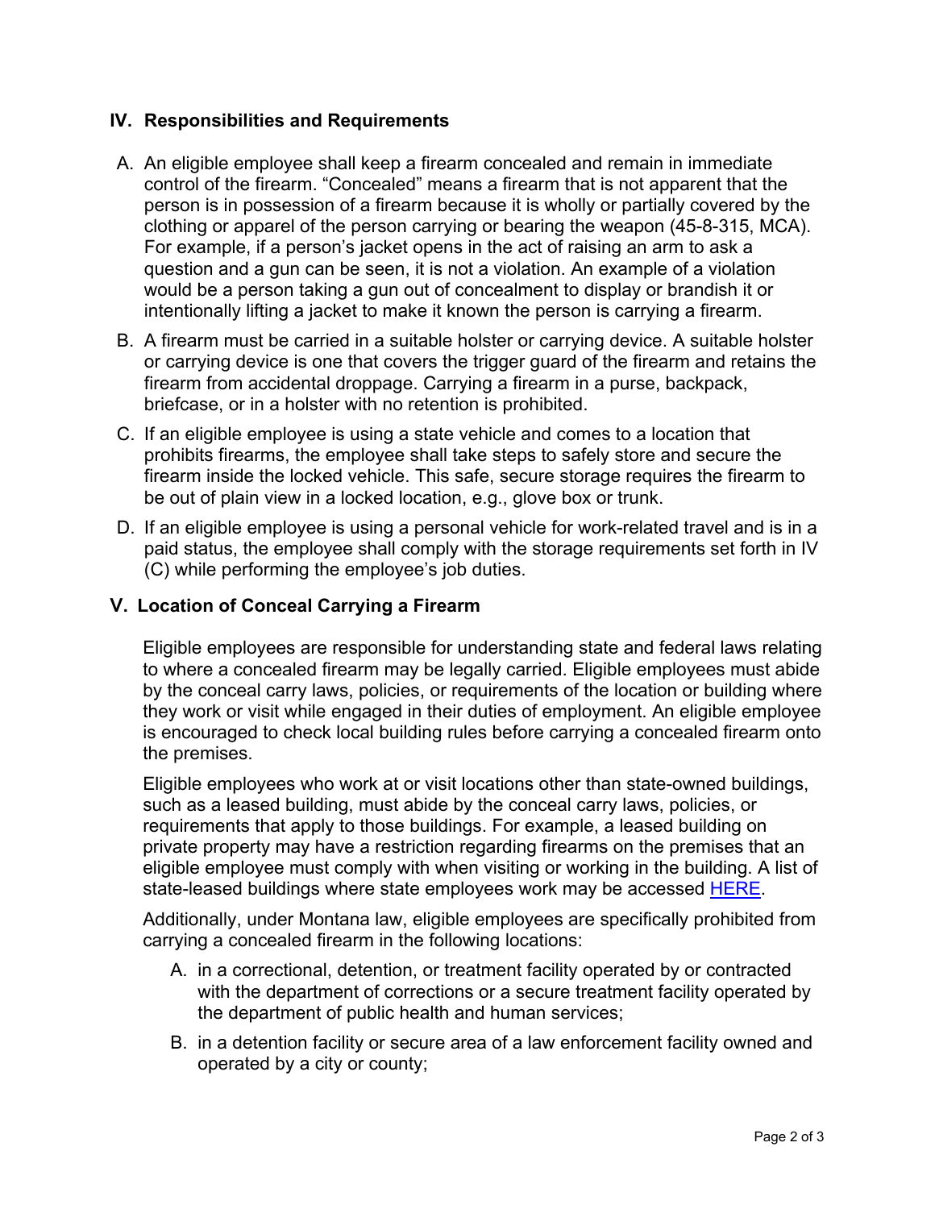## IV. Responsibilities and Requirements

A. An eligible employee shall keep a firearm concealed and remain in immediate control of the firearm. "Concealed" means a firearm that is not apparent that the person is in possession of a firearm because it is wholly or partially covered by the clothing or apparel of the person carrying or bearing the weapon (45-8-315, MCA). For example, if a person's jacket opens in the act of raising an arm to ask a question and a gun can be seen, it is not a violation. An example of a violation would be a person taking a gun out of concealment to display or brandish it or intentionally lifting a jacket to make it known the person is carrying a firearm.

B. A firearm must be carried in a suitable holster or carrying device. A suitable holster or carrying device is one that covers the trigger guard of the firearm and retains the firearm from accidental droppage. Carrying a firearm in a purse, backpack, briefcase, or in a holster with no retention is prohibited.

C. If an eligible employee is using a state vehicle and comes to a location that prohibits firearms, the employee shall take steps to safely store and secure the firearm inside the locked vehicle. This safe, secure storage requires the firearm to be out of plain view in a locked location, e.g., glove box or trunk.

D. If an eligible employee is using a personal vehicle for work-related travel and is in a paid status, the employee shall comply with the storage requirements set forth in IV (C) while performing the employee's job duties.

## V. Location of Conceal Carrying a Firearm

Eligible employees are responsible for understanding state and federal laws relating to where a concealed firearm may be legally carried. Eligible employees must abide by the conceal carry laws, policies, or requirements of the location or building where they work or visit while engaged in their duties of employment. An eligible employee is encouraged to check local building rules before carrying a concealed firearm onto the premises.

Eligible employees who work at or visit locations other than state-owned buildings, such as a leased building, must abide by the conceal carry laws, policies, or requirements that apply to those buildings. For example, a leased building on private property may have a restriction regarding firearms on the premises that an eligible employee must comply with when visiting or working in the building. A list of state-leased buildings where state employees work may be accessed HERE.

Additionally, under Montana law, eligible employees are specifically prohibited from carrying a concealed firearm in the following locations:

A. in a correctional, detention, or treatment facility operated by or contracted with the department of corrections or a secure treatment facility operated by the department of public health and human services;

B. in a detention facility or secure area of a law enforcement facility owned and operated by a city or county;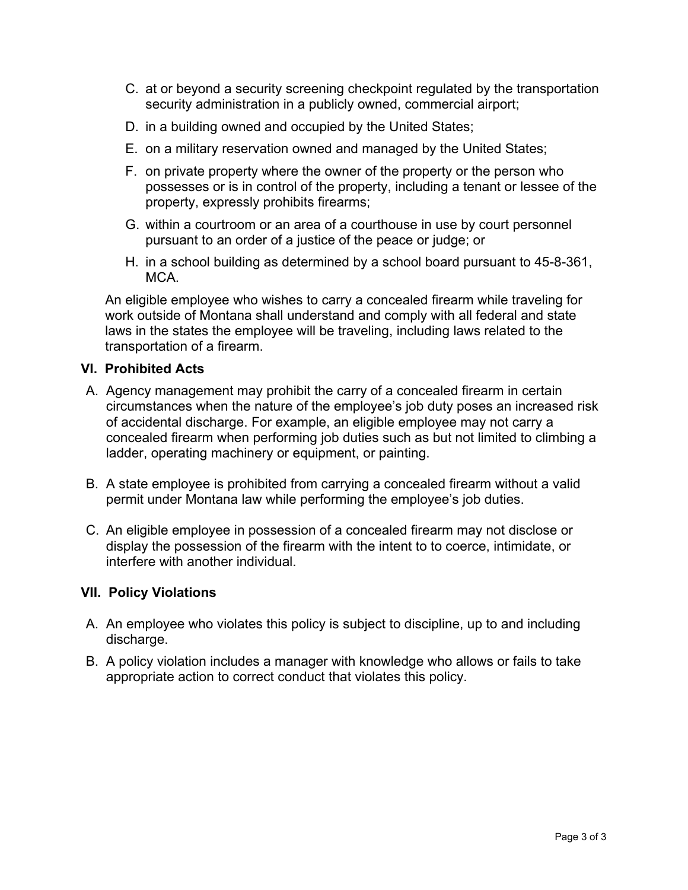C. at or beyond a security screening checkpoint regulated by the transportation security administration in a publicly owned, commercial airport;

D. in a building owned and occupied by the United States;

E. on a military reservation owned and managed by the United States;

F. on private property where the owner of the property or the person who possesses or is in control of the property, including a tenant or lessee of the property, expressly prohibits firearms;

G. within a courtroom or an area of a courthouse in use by court personnel pursuant to an order of a justice of the peace or judge; or

H. in a school building as determined by a school board pursuant to 45-8-361, MCA.

An eligible employee who wishes to carry a concealed firearm while traveling for work outside of Montana shall understand and comply with all federal and state laws in the states the employee will be traveling, including laws related to the transportation of a firearm.

## VI. Prohibited Acts

A. Agency management may prohibit the carry of a concealed firearm in certain circumstances when the nature of the employee's job duty poses an increased risk of accidental discharge. For example, an eligible employee may not carry a concealed firearm when performing job duties such as but not limited to climbing a ladder, operating machinery or equipment, or painting.

B. A state employee is prohibited from carrying a concealed firearm without a valid permit under Montana law while performing the employee's job duties.

C. An eligible employee in possession of a concealed firearm may not disclose or display the possession of the firearm with the intent to to coerce, intimidate, or interfere with another individual.

## VII. Policy Violations

A. An employee who violates this policy is subject to discipline, up to and including discharge.

B. A policy violation includes a manager with knowledge who allows or fails to take appropriate action to correct conduct that violates this policy.